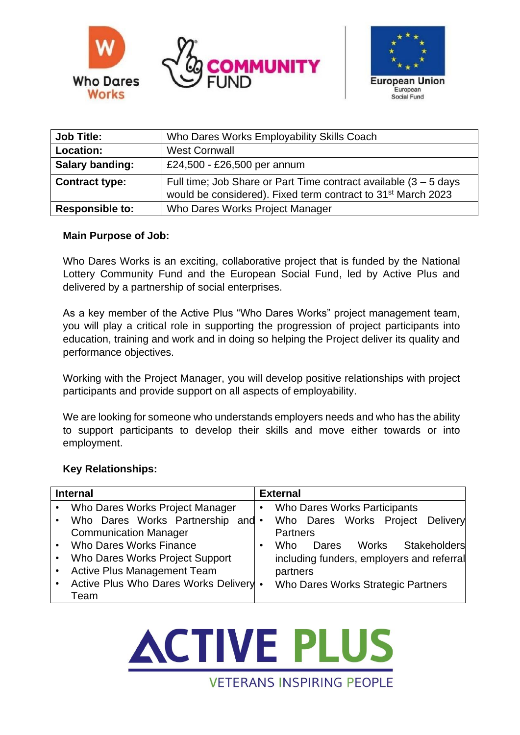| Job Title: | Who Dares Works Employability Skills Coach |
| --- | --- |
| Location: | West Cornwall |
| Salary banding: | £24,500 - £26,500 per annum |
| Contract type: | Full time; Job Share or Part Time contract available (3 – 5 days would be considered). Fixed term contract to 31st March 2023 |
| Responsible to: | Who Dares Works Project Manager |

**Main Purpose of Job:**

Who Dares Works is an exciting, collaborative project that is funded by the National Lottery Community Fund and the European Social Fund, led by Active Plus and delivered by a partnership of social enterprises.

As a key member of the Active Plus "Who Dares Works" project management team, you will play a critical role in supporting the progression of project participants into education, training and work and in doing so helping the Project deliver its quality and performance objectives.

Working with the Project Manager, you will develop positive relationships with project participants and provide support on all aspects of employability.

We are looking for someone who understands employers needs and who has the ability to support participants to develop their skills and move either towards or into employment.

**Key Relationships:**

| Internal | External |
| --- | --- |
| • Who Dares Works Project Manager<br>• Who Dares Works Partnership and Communication Manager<br>• Who Dares Works Finance<br>• Who Dares Works Project Support<br>• Active Plus Management Team<br>• Active Plus Who Dares Works Delivery Team | • Who Dares Works Participants<br>• Who Dares Works Project Delivery Partners<br>• Who Dares Works Stakeholders including funders, employers and referral partners<br>• Who Dares Works Strategic Partners |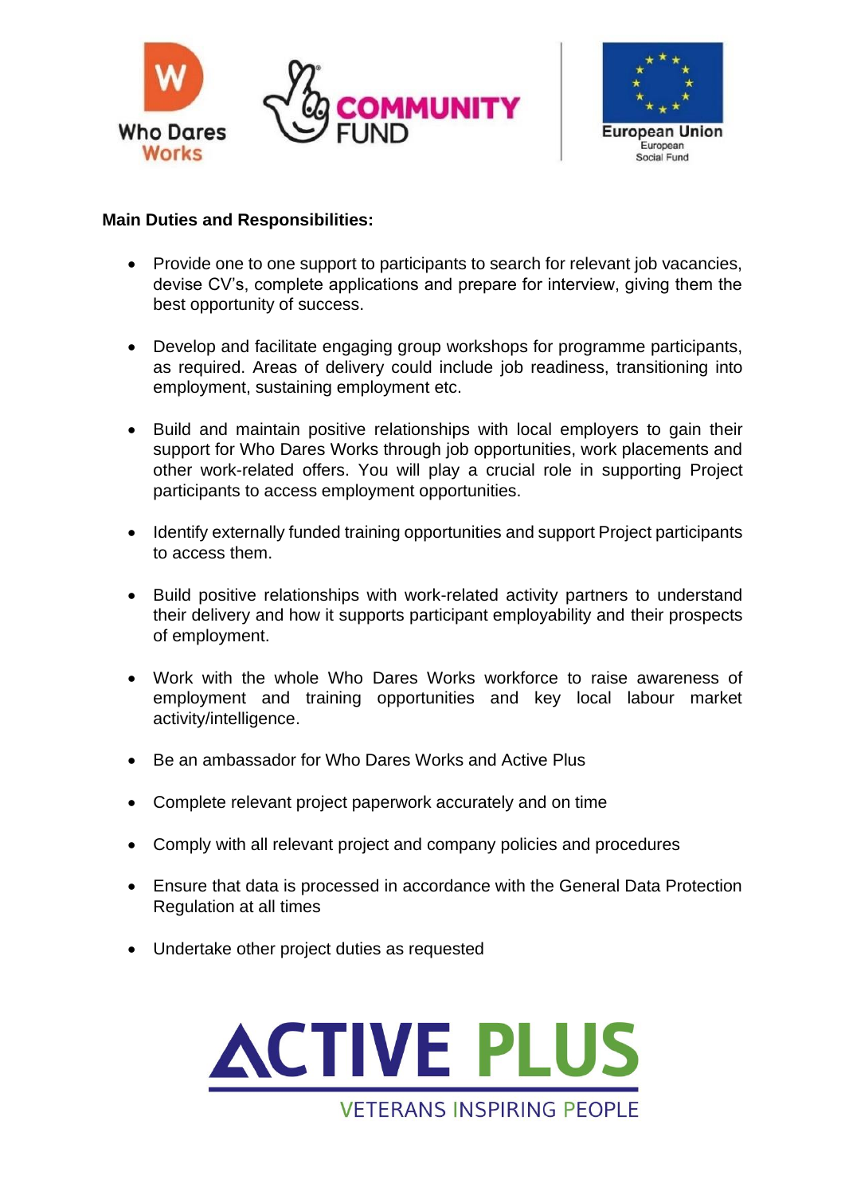**Main Duties and Responsibilities:**

- Provide one to one support to participants to search for relevant job vacancies, devise CV's, complete applications and prepare for interview, giving them the best opportunity of success.

- Develop and facilitate engaging group workshops for programme participants, as required. Areas of delivery could include job readiness, transitioning into employment, sustaining employment etc.

- Build and maintain positive relationships with local employers to gain their support for Who Dares Works through job opportunities, work placements and other work-related offers. You will play a crucial role in supporting Project participants to access employment opportunities.

- Identify externally funded training opportunities and support Project participants to access them.

- Build positive relationships with work-related activity partners to understand their delivery and how it supports participant employability and their prospects of employment.

- Work with the whole Who Dares Works workforce to raise awareness of employment and training opportunities and key local labour market activity/intelligence.

- Be an ambassador for Who Dares Works and Active Plus

- Complete relevant project paperwork accurately and on time

- Comply with all relevant project and company policies and procedures

- Ensure that data is processed in accordance with the General Data Protection Regulation at all times

- Undertake other project duties as requested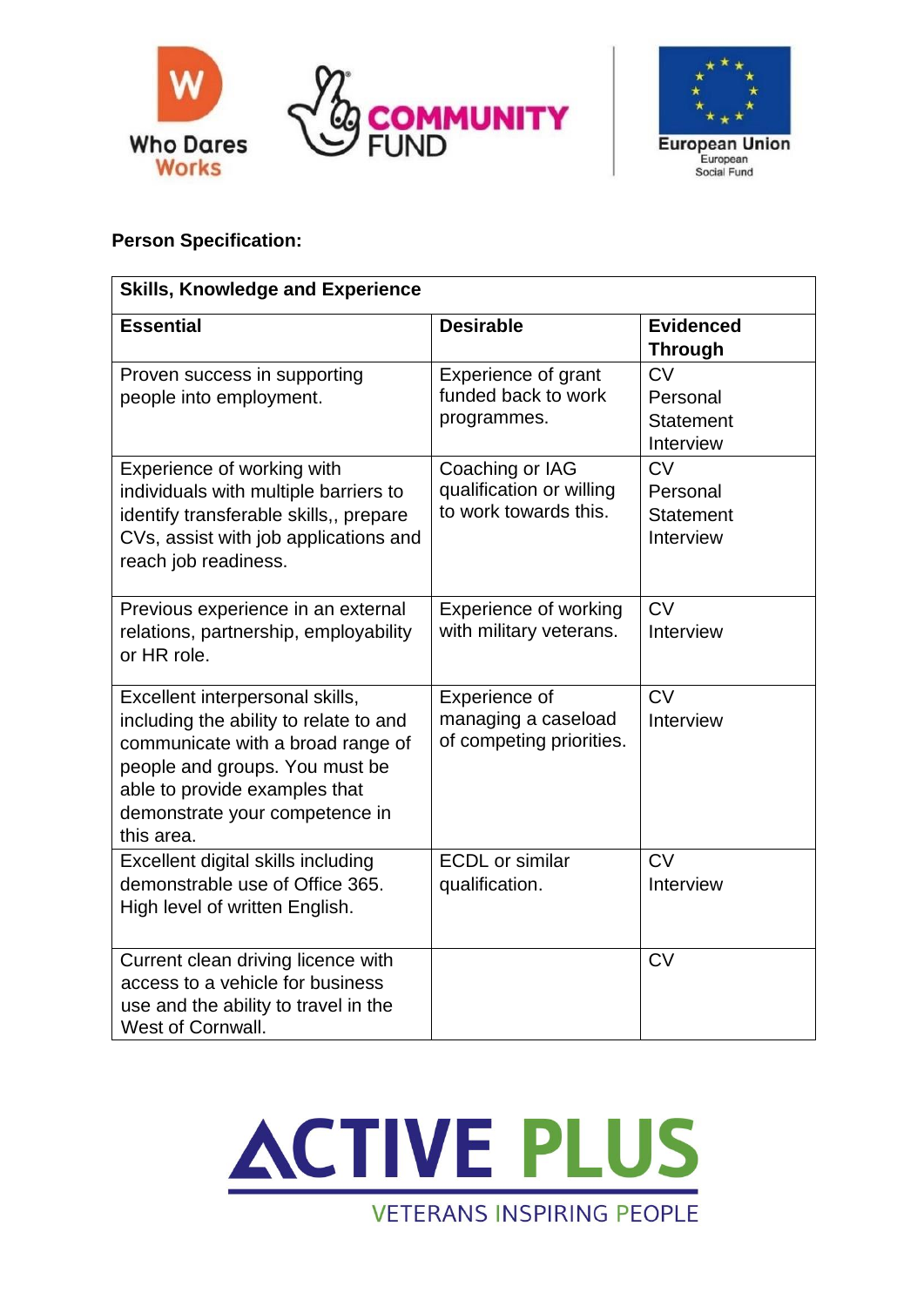**Person Specification:**

| Skills, Knowledge and Experience | | |
|---|---|---|
| **Essential** | **Desirable** | **Evidenced Through** |
| Proven success in supporting people into employment. | Experience of grant funded back to work programmes. | CV<br>Personal Statement<br>Interview |
| Experience of working with individuals with multiple barriers to identify transferable skills,, prepare CVs, assist with job applications and reach job readiness. | Coaching or IAG qualification or willing to work towards this. | CV<br>Personal Statement<br>Interview |
| Previous experience in an external relations, partnership, employability or HR role. | Experience of working with military veterans. | CV<br>Interview |
| Excellent interpersonal skills, including the ability to relate to and communicate with a broad range of people and groups. You must be able to provide examples that demonstrate your competence in this area. | Experience of managing a caseload of competing priorities. | CV<br>Interview |
| Excellent digital skills including demonstrable use of Office 365. High level of written English. | ECDL or similar qualification. | CV<br>Interview |
| Current clean driving licence with access to a vehicle for business use and the ability to travel in the West of Cornwall. | | CV |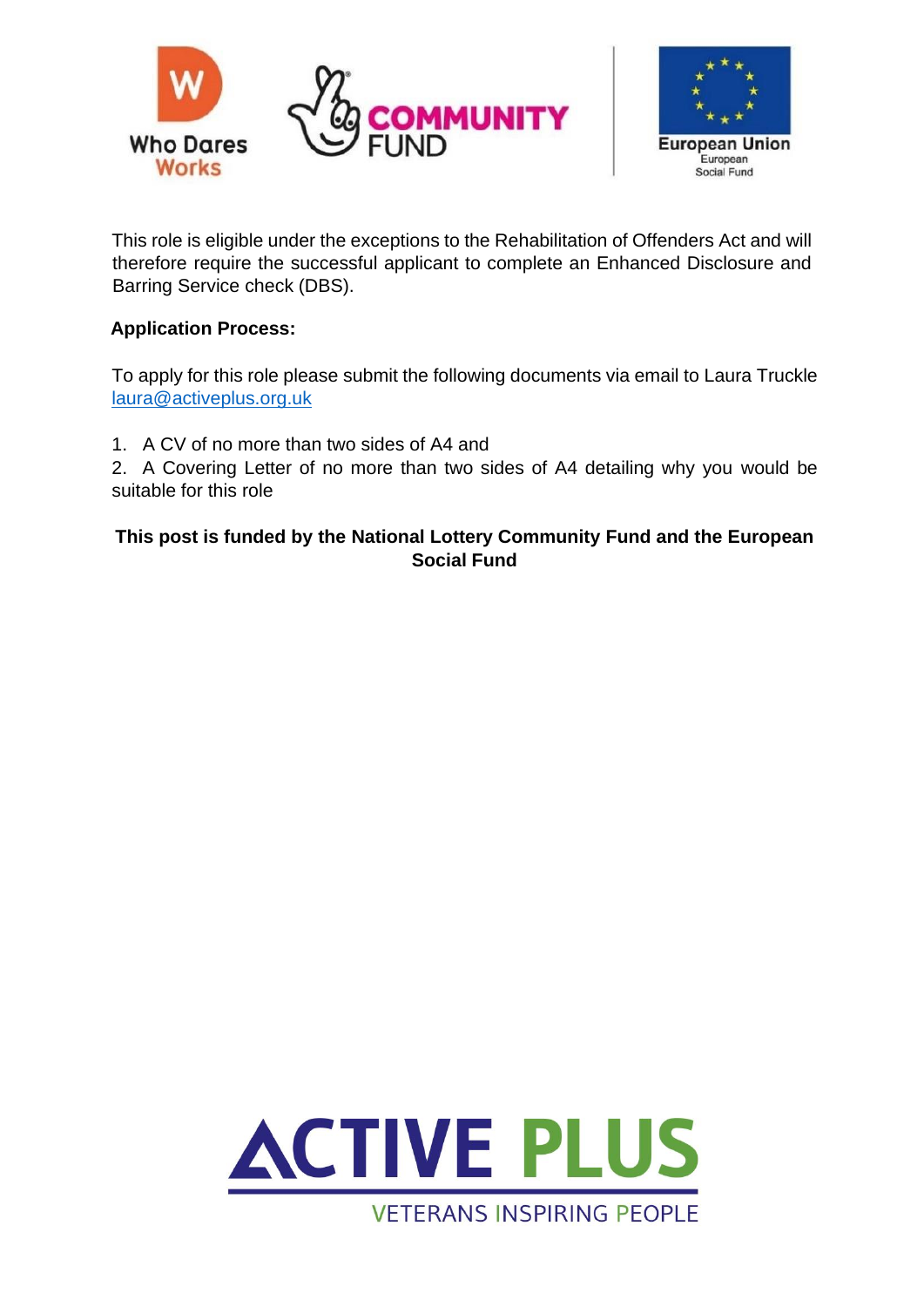This role is eligible under the exceptions to the Rehabilitation of Offenders Act and will therefore require the successful applicant to complete an Enhanced Disclosure and Barring Service check (DBS).

**Application Process:**

To apply for this role please submit the following documents via email to Laura Truckle laura@activeplus.org.uk

1. A CV of no more than two sides of A4 and
2. A Covering Letter of no more than two sides of A4 detailing why you would be suitable for this role

**This post is funded by the National Lottery Community Fund and the European Social Fund**